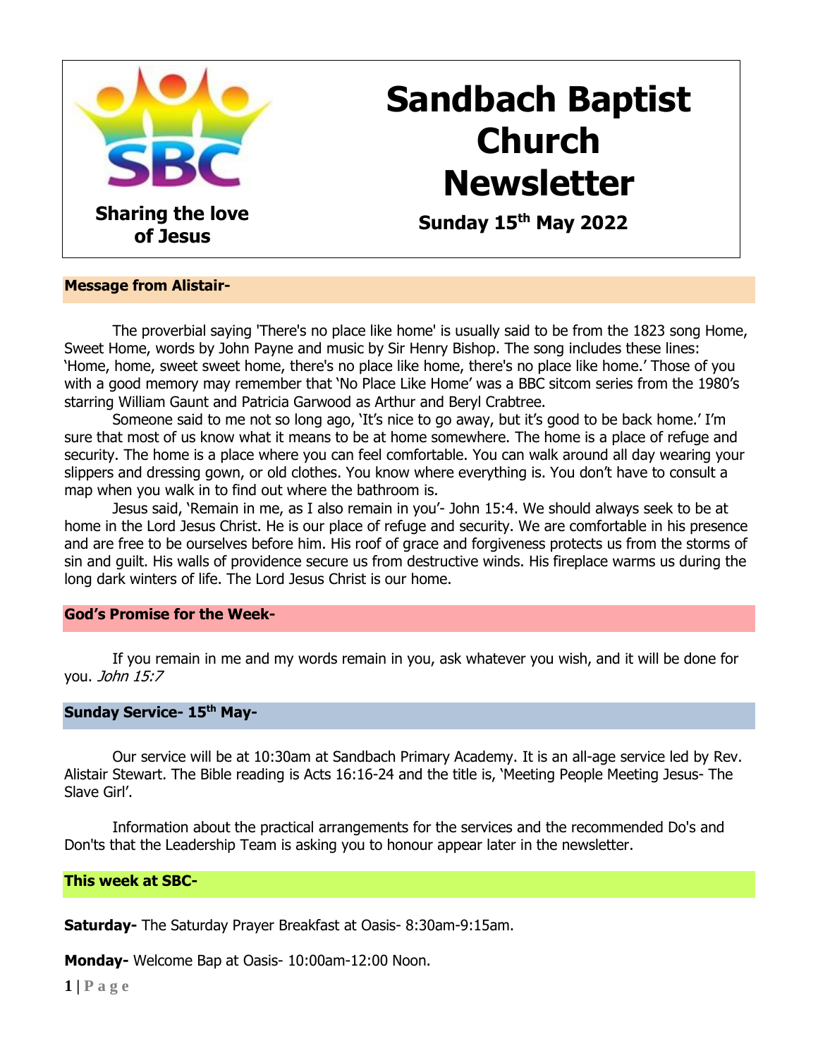**SBC**

**Sharing the love of Jesus**

# Sandbach Baptist Church Newsletter

**Sunday 15th May 2022**

## Message from Alistair-

The proverbial saying 'There's no place like home' is usually said to be from the 1823 song Home, Sweet Home, words by John Payne and music by Sir Henry Bishop. The song includes these lines: 'Home, home, sweet sweet home, there's no place like home, there's no place like home.' Those of you with a good memory may remember that 'No Place Like Home' was a BBC sitcom series from the 1980's starring William Gaunt and Patricia Garwood as Arthur and Beryl Crabtree.

Someone said to me not so long ago, 'It's nice to go away, but it's good to be back home.' I'm sure that most of us know what it means to be at home somewhere. The home is a place of refuge and security. The home is a place where you can feel comfortable. You can walk around all day wearing your slippers and dressing gown, or old clothes. You know where everything is. You don't have to consult a map when you walk in to find out where the bathroom is.

Jesus said, 'Remain in me, as I also remain in you'- John 15:4. We should always seek to be at home in the Lord Jesus Christ. He is our place of refuge and security. We are comfortable in his presence and are free to be ourselves before him. His roof of grace and forgiveness protects us from the storms of sin and guilt. His walls of providence secure us from destructive winds. His fireplace warms us during the long dark winters of life. The Lord Jesus Christ is our home.

## God's Promise for the Week-

If you remain in me and my words remain in you, ask whatever you wish, and it will be done for you. *John 15:7*

## Sunday Service- 15th May-

Our service will be at 10:30am at Sandbach Primary Academy. It is an all-age service led by Rev. Alistair Stewart. The Bible reading is Acts 16:16-24 and the title is, 'Meeting People Meeting Jesus- The Slave Girl'.

Information about the practical arrangements for the services and the recommended Do's and Don'ts that the Leadership Team is asking you to honour appear later in the newsletter.

## This week at SBC-

**Saturday-** The Saturday Prayer Breakfast at Oasis- 8:30am-9:15am.

**Monday-** Welcome Bap at Oasis- 10:00am-12:00 Noon.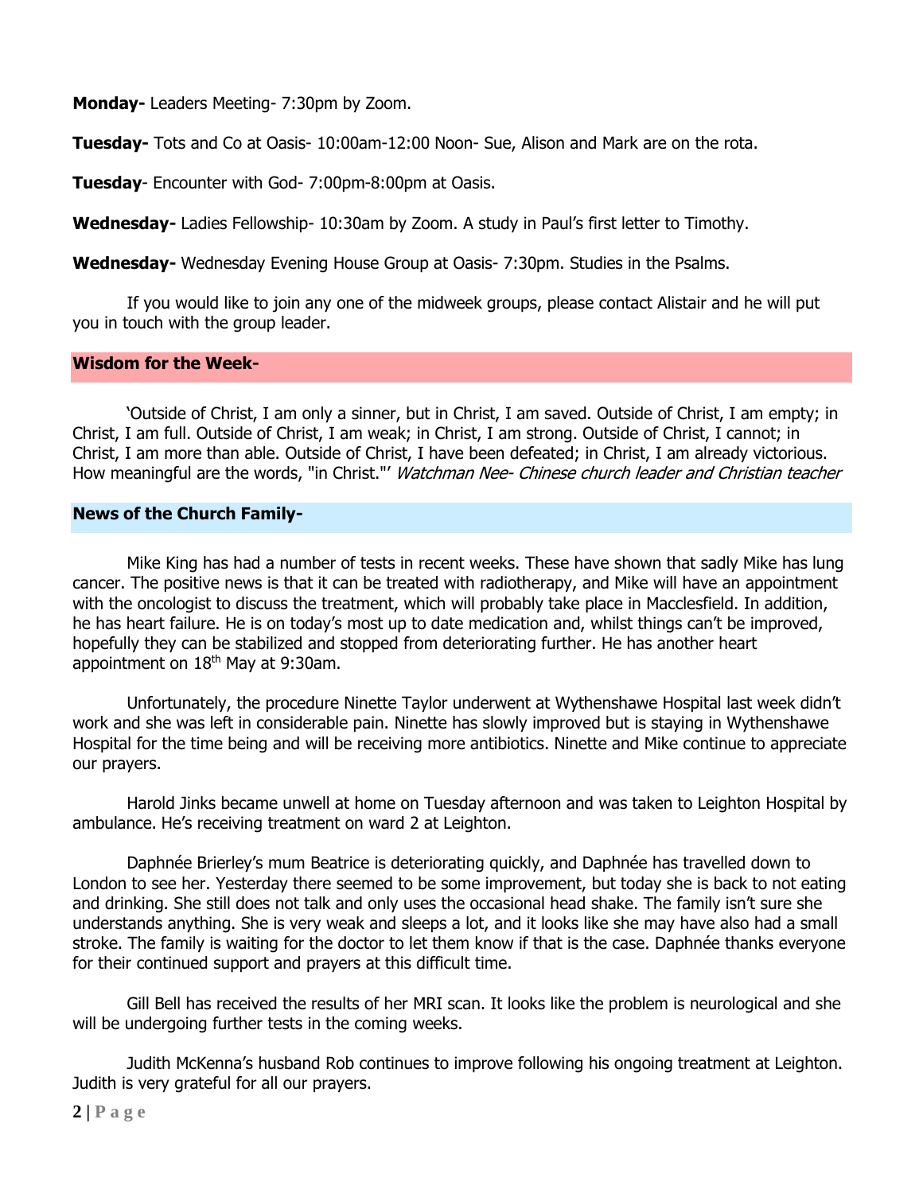**Monday-** Leaders Meeting- 7:30pm by Zoom.

**Tuesday-** Tots and Co at Oasis- 10:00am-12:00 Noon- Sue, Alison and Mark are on the rota.

**Tuesday**- Encounter with God- 7:00pm-8:00pm at Oasis.

**Wednesday-** Ladies Fellowship- 10:30am by Zoom. A study in Paul's first letter to Timothy.

**Wednesday-** Wednesday Evening House Group at Oasis- 7:30pm. Studies in the Psalms.

If you would like to join any one of the midweek groups, please contact Alistair and he will put you in touch with the group leader.

## Wisdom for the Week-

'Outside of Christ, I am only a sinner, but in Christ, I am saved. Outside of Christ, I am empty; in Christ, I am full. Outside of Christ, I am weak; in Christ, I am strong. Outside of Christ, I cannot; in Christ, I am more than able. Outside of Christ, I have been defeated; in Christ, I am already victorious. How meaningful are the words, "in Christ."' *Watchman Nee- Chinese church leader and Christian teacher*

## News of the Church Family-

Mike King has had a number of tests in recent weeks. These have shown that sadly Mike has lung cancer. The positive news is that it can be treated with radiotherapy, and Mike will have an appointment with the oncologist to discuss the treatment, which will probably take place in Macclesfield. In addition, he has heart failure. He is on today's most up to date medication and, whilst things can't be improved, hopefully they can be stabilized and stopped from deteriorating further. He has another heart appointment on 18th May at 9:30am.

Unfortunately, the procedure Ninette Taylor underwent at Wythenshawe Hospital last week didn't work and she was left in considerable pain. Ninette has slowly improved but is staying in Wythenshawe Hospital for the time being and will be receiving more antibiotics. Ninette and Mike continue to appreciate our prayers.

Harold Jinks became unwell at home on Tuesday afternoon and was taken to Leighton Hospital by ambulance. He's receiving treatment on ward 2 at Leighton.

Daphnée Brierley's mum Beatrice is deteriorating quickly, and Daphnée has travelled down to London to see her. Yesterday there seemed to be some improvement, but today she is back to not eating and drinking. She still does not talk and only uses the occasional head shake. The family isn't sure she understands anything. She is very weak and sleeps a lot, and it looks like she may have also had a small stroke. The family is waiting for the doctor to let them know if that is the case. Daphnée thanks everyone for their continued support and prayers at this difficult time.

Gill Bell has received the results of her MRI scan. It looks like the problem is neurological and she will be undergoing further tests in the coming weeks.

Judith McKenna's husband Rob continues to improve following his ongoing treatment at Leighton. Judith is very grateful for all our prayers.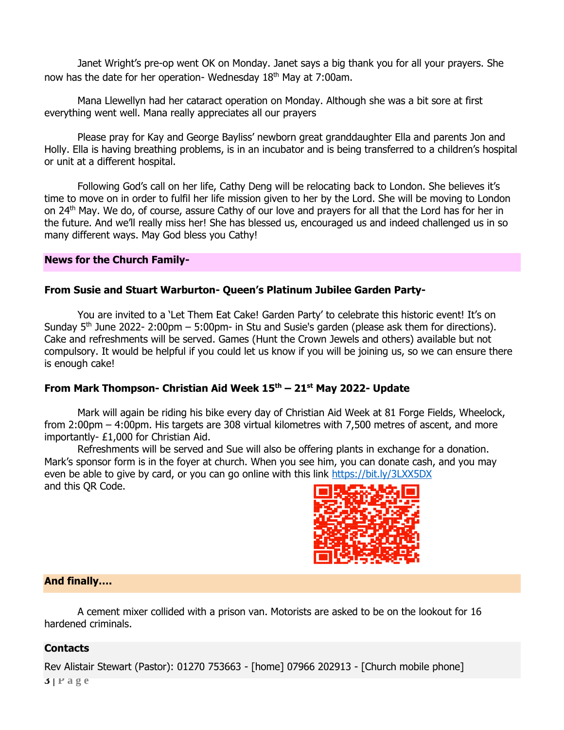Janet Wright's pre-op went OK on Monday. Janet says a big thank you for all your prayers. She now has the date for her operation- Wednesday 18th May at 7:00am.

Mana Llewellyn had her cataract operation on Monday. Although she was a bit sore at first everything went well. Mana really appreciates all our prayers

Please pray for Kay and George Bayliss' newborn great granddaughter Ella and parents Jon and Holly. Ella is having breathing problems, is in an incubator and is being transferred to a children's hospital or unit at a different hospital.

Following God's call on her life, Cathy Deng will be relocating back to London. She believes it's time to move on in order to fulfil her life mission given to her by the Lord. She will be moving to London on 24th May. We do, of course, assure Cathy of our love and prayers for all that the Lord has for her in the future. And we'll really miss her! She has blessed us, encouraged us and indeed challenged us in so many different ways. May God bless you Cathy!

## News for the Church Family-

### From Susie and Stuart Warburton- Queen's Platinum Jubilee Garden Party-

You are invited to a 'Let Them Eat Cake! Garden Party' to celebrate this historic event! It's on Sunday 5th June 2022- 2:00pm – 5:00pm- in Stu and Susie's garden (please ask them for directions). Cake and refreshments will be served. Games (Hunt the Crown Jewels and others) available but not compulsory. It would be helpful if you could let us know if you will be joining us, so we can ensure there is enough cake!

### From Mark Thompson- Christian Aid Week 15th – 21st May 2022- Update

Mark will again be riding his bike every day of Christian Aid Week at 81 Forge Fields, Wheelock, from 2:00pm – 4:00pm. His targets are 308 virtual kilometres with 7,500 metres of ascent, and more importantly- £1,000 for Christian Aid.

Refreshments will be served and Sue will also be offering plants in exchange for a donation. Mark's sponsor form is in the foyer at church. When you see him, you can donate cash, and you may even be able to give by card, or you can go online with this link https://bit.ly/3LXX5DX and this QR Code.

## And finally....

A cement mixer collided with a prison van. Motorists are asked to be on the lookout for 16 hardened criminals.

## Contacts

Rev Alistair Stewart (Pastor): 01270 753663 - [home] 07966 202913 - [Church mobile phone]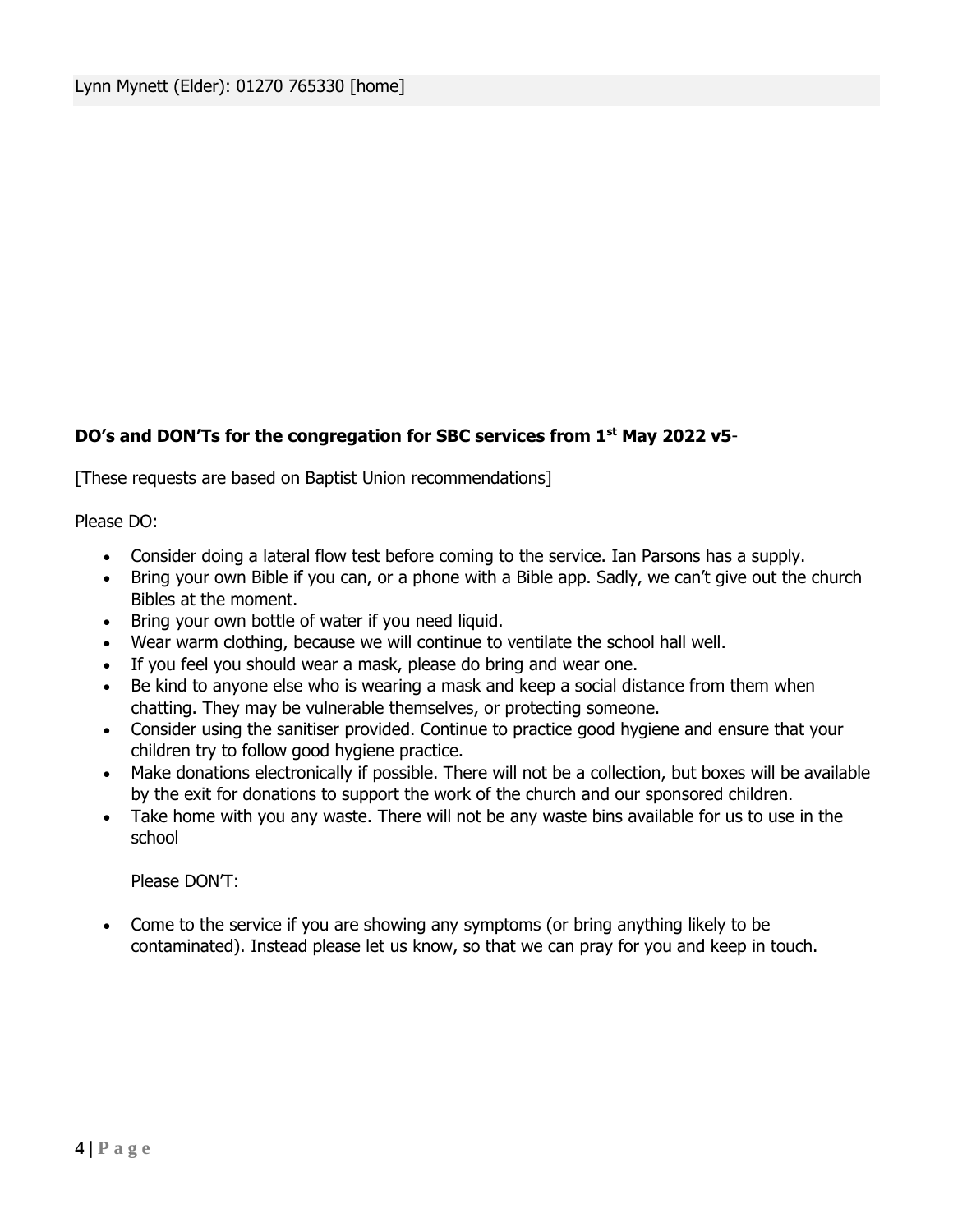Lynn Mynett (Elder): 01270 765330 [home]

**DO's and DON'Ts for the congregation for SBC services from 1st May 2022 v5**-

[These requests are based on Baptist Union recommendations]

Please DO:

- Consider doing a lateral flow test before coming to the service. Ian Parsons has a supply.
- Bring your own Bible if you can, or a phone with a Bible app. Sadly, we can't give out the church Bibles at the moment.
- Bring your own bottle of water if you need liquid.
- Wear warm clothing, because we will continue to ventilate the school hall well.
- If you feel you should wear a mask, please do bring and wear one.
- Be kind to anyone else who is wearing a mask and keep a social distance from them when chatting. They may be vulnerable themselves, or protecting someone.
- Consider using the sanitiser provided. Continue to practice good hygiene and ensure that your children try to follow good hygiene practice.
- Make donations electronically if possible. There will not be a collection, but boxes will be available by the exit for donations to support the work of the church and our sponsored children.
- Take home with you any waste. There will not be any waste bins available for us to use in the school

Please DON'T:

- Come to the service if you are showing any symptoms (or bring anything likely to be contaminated). Instead please let us know, so that we can pray for you and keep in touch.